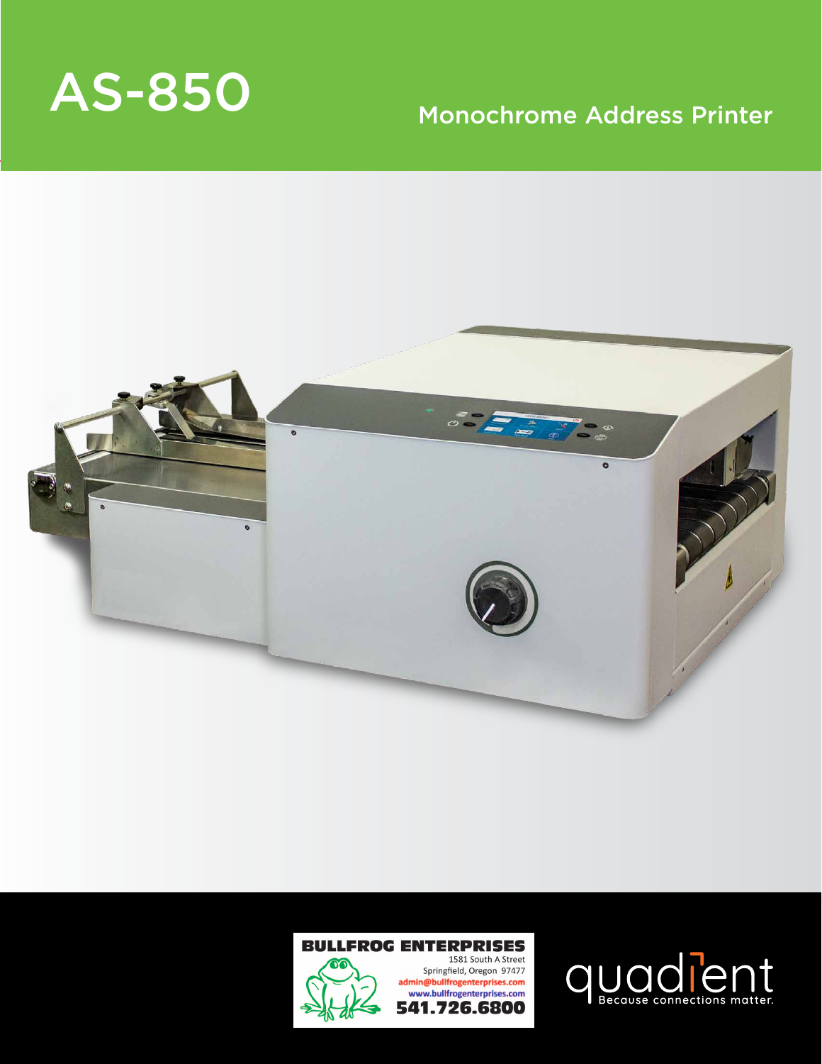# AS-850

## Monochrome Address Printer

**BULLFROG ENTERPRISES**
1581 South A Street
Springfield, Oregon 97477
admin@bullfrogenterprises.com
www.bullfrogenterprises.com
**541.726.6800**

quadient
Because connections matter.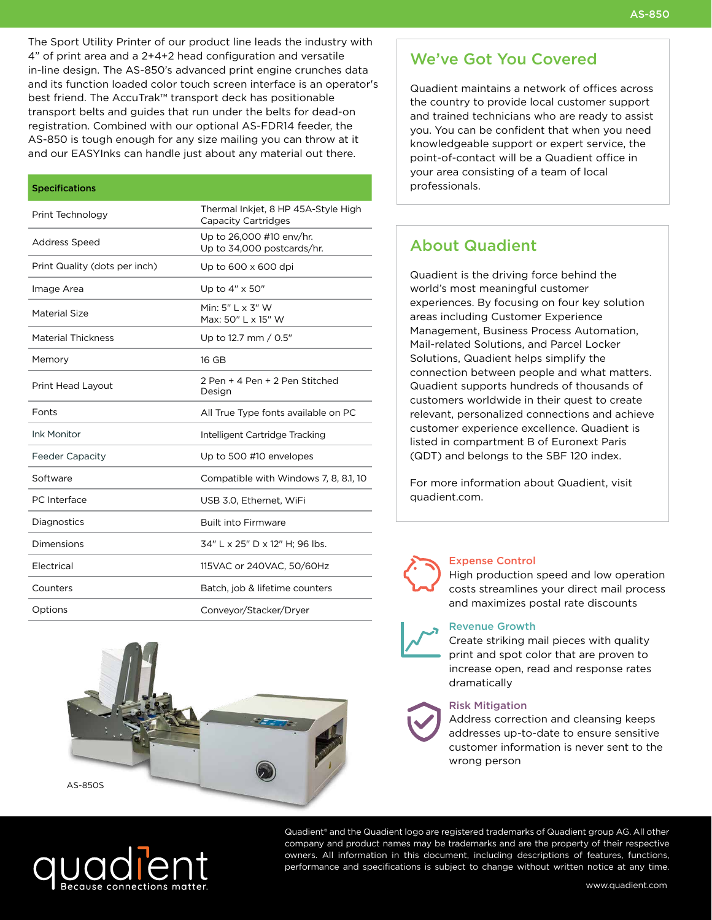The Sport Utility Printer of our product line leads the industry with 4" of print area and a 2+4+2 head configuration and versatile in-line design. The AS-850's advanced print engine crunches data and its function loaded color touch screen interface is an operator's best friend. The AccuTrak™ transport deck has positionable transport belts and guides that run under the belts for dead-on registration. Combined with our optional AS-FDR14 feeder, the AS-850 is tough enough for any size mailing you can throw at it and our EASYInks can handle just about any material out there.

| Specifications | |
|---|---|
| Print Technology | Thermal Inkjet, 8 HP 45A-Style High Capacity Cartridges |
| Address Speed | Up to 26,000 #10 env/hr.<br>Up to 34,000 postcards/hr. |
| Print Quality (dots per inch) | Up to 600 x 600 dpi |
| Image Area | Up to 4" x 50" |
| Material Size | Min: 5" L x 3" W<br>Max: 50" L x 15" W |
| Material Thickness | Up to 12.7 mm / 0.5" |
| Memory | 16 GB |
| Print Head Layout | 2 Pen + 4 Pen + 2 Pen Stitched Design |
| Fonts | All True Type fonts available on PC |
| Ink Monitor | Intelligent Cartridge Tracking |
| Feeder Capacity | Up to 500 #10 envelopes |
| Software | Compatible with Windows 7, 8, 8.1, 10 |
| PC Interface | USB 3.0, Ethernet, WiFi |
| Diagnostics | Built into Firmware |
| Dimensions | 34" L x 25" D x 12" H; 96 lbs. |
| Electrical | 115VAC or 240VAC, 50/60Hz |
| Counters | Batch, job & lifetime counters |
| Options | Conveyor/Stacker/Dryer |

AS-850S

## We've Got You Covered

Quadient maintains a network of offices across the country to provide local customer support and trained technicians who are ready to assist you. You can be confident that when you need knowledgeable support or expert service, the point-of-contact will be a Quadient office in your area consisting of a team of local professionals.

## About Quadient

Quadient is the driving force behind the world's most meaningful customer experiences. By focusing on four key solution areas including Customer Experience Management, Business Process Automation, Mail-related Solutions, and Parcel Locker Solutions, Quadient helps simplify the connection between people and what matters. Quadient supports hundreds of thousands of customers worldwide in their quest to create relevant, personalized connections and achieve customer experience excellence. Quadient is listed in compartment B of Euronext Paris (QDT) and belongs to the SBF 120 index.

For more information about Quadient, visit quadient.com.

**Expense Control**
High production speed and low operation costs streamlines your direct mail process and maximizes postal rate discounts

**Revenue Growth**
Create striking mail pieces with quality print and spot color that are proven to increase open, read and response rates dramatically

**Risk Mitigation**
Address correction and cleansing keeps addresses up-to-date to ensure sensitive customer information is never sent to the wrong person

quadient
Because connections matter.

Quadient® and the Quadient logo are registered trademarks of Quadient group AG. All other company and product names may be trademarks and are the property of their respective owners. All information in this document, including descriptions of features, functions, performance and specifications is subject to change without written notice at any time.

www.quadient.com